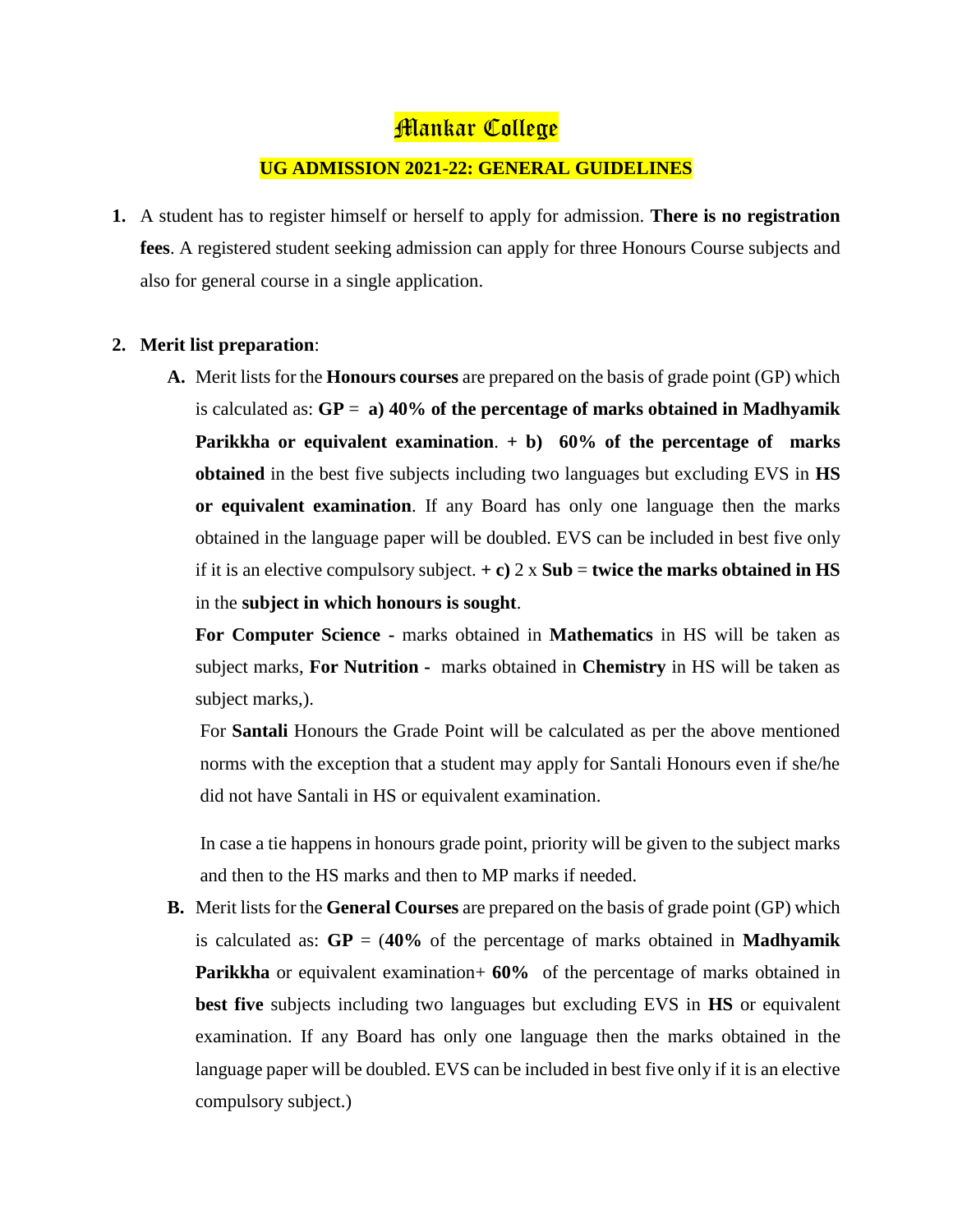# Mankar College

## UG ADMISSION 2021-22: GENERAL GUIDELINES

1. A student has to register himself or herself to apply for admission. **There is no registration fees**. A registered student seeking admission can apply for three Honours Course subjects and also for general course in a single application.

2. **Merit list preparation**:

   **A.** Merit lists for the **Honours courses** are prepared on the basis of grade point (GP) which is calculated as: **GP** = **a) 40% of the percentage of marks obtained in Madhyamik Parikkha or equivalent examination**. **+ b) 60% of the percentage of marks obtained** in the best five subjects including two languages but excluding EVS in **HS or equivalent examination**. If any Board has only one language then the marks obtained in the language paper will be doubled. EVS can be included in best five only if it is an elective compulsory subject. **+ c)** 2 x **Sub** = **twice the marks obtained in HS** in the **subject in which honours is sought**.

   **For Computer Science -** marks obtained in **Mathematics** in HS will be taken as subject marks, **For Nutrition -** marks obtained in **Chemistry** in HS will be taken as subject marks,).

   For **Santali** Honours the Grade Point will be calculated as per the above mentioned norms with the exception that a student may apply for Santali Honours even if she/he did not have Santali in HS or equivalent examination.

   In case a tie happens in honours grade point, priority will be given to the subject marks and then to the HS marks and then to MP marks if needed.

   **B.** Merit lists for the **General Courses** are prepared on the basis of grade point (GP) which is calculated as: **GP** = (**40%** of the percentage of marks obtained in **Madhyamik Parikkha** or equivalent examination+ **60%** of the percentage of marks obtained in **best five** subjects including two languages but excluding EVS in **HS** or equivalent examination. If any Board has only one language then the marks obtained in the language paper will be doubled. EVS can be included in best five only if it is an elective compulsory subject.)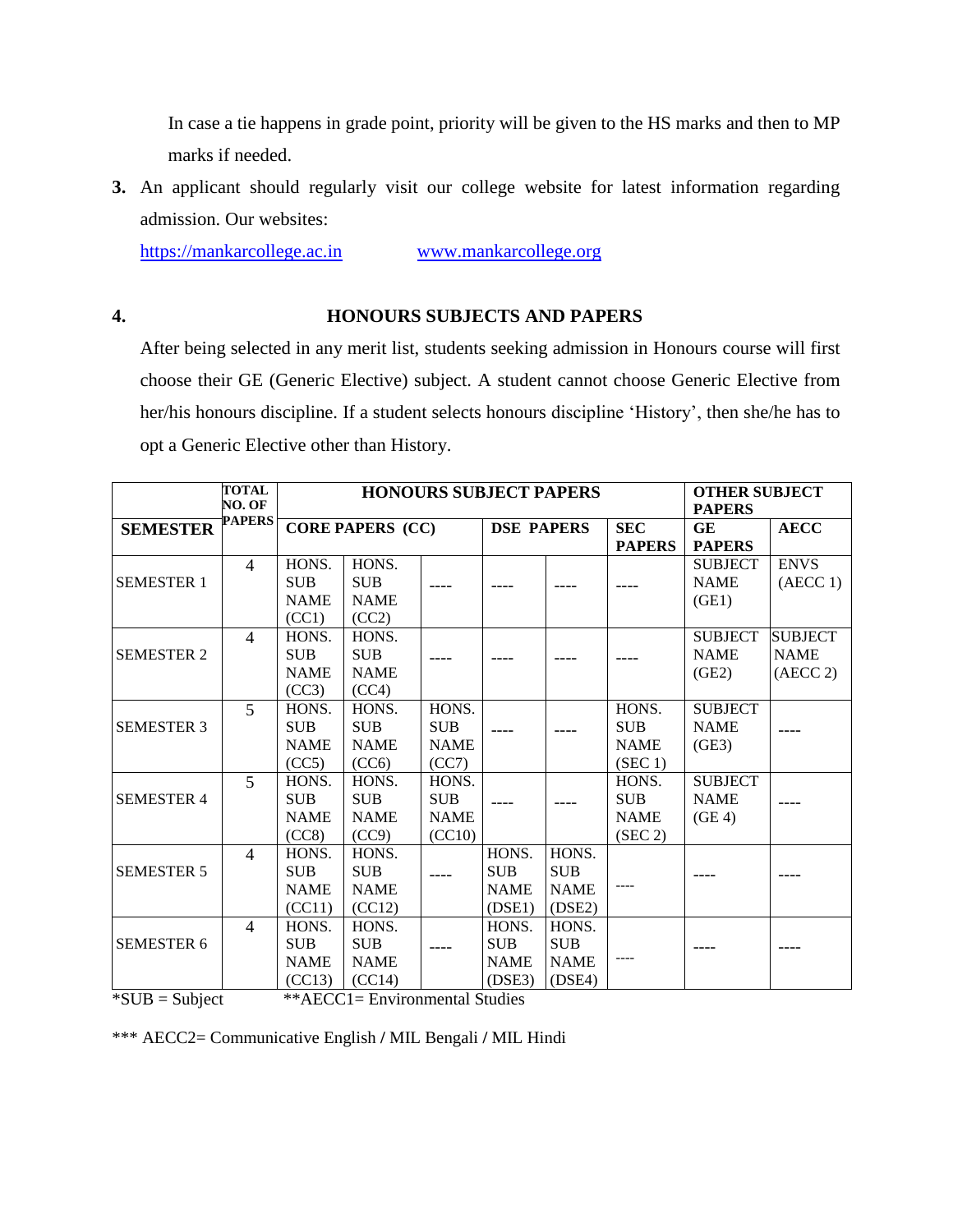In case a tie happens in grade point, priority will be given to the HS marks and then to MP marks if needed.

3. An applicant should regularly visit our college website for latest information regarding admission. Our websites:

   https://mankarcollege.ac.in          www.mankarcollege.org

## 4. HONOURS SUBJECTS AND PAPERS

After being selected in any merit list, students seeking admission in Honours course will first choose their GE (Generic Elective) subject. A student cannot choose Generic Elective from her/his honours discipline. If a student selects honours discipline 'History', then she/he has to opt a Generic Elective other than History.

| SEMESTER | TOTAL NO. OF PAPERS | HONOURS SUBJECT PAPERS | | | | | | OTHER SUBJECT PAPERS | |
|---|---|---|---|---|---|---|---|---|---|
| | | CORE PAPERS (CC) | | | DSE PAPERS | | SEC PAPERS | GE PAPERS | AECC |
| SEMESTER 1 | 4 | HONS. SUB NAME (CC1) | HONS. SUB NAME (CC2) | ---- | ---- | ---- | ---- | SUBJECT NAME (GE1) | ENVS (AECC 1) |
| SEMESTER 2 | 4 | HONS. SUB NAME (CC3) | HONS. SUB NAME (CC4) | ---- | ---- | ---- | ---- | SUBJECT NAME (GE2) | SUBJECT NAME (AECC 2) |
| SEMESTER 3 | 5 | HONS. SUB NAME (CC5) | HONS. SUB NAME (CC6) | HONS. SUB NAME (CC7) | ---- | ---- | HONS. SUB NAME (SEC 1) | SUBJECT NAME (GE3) | ---- |
| SEMESTER 4 | 5 | HONS. SUB NAME (CC8) | HONS. SUB NAME (CC9) | HONS. SUB NAME (CC10) | ---- | ---- | HONS. SUB NAME (SEC 2) | SUBJECT NAME (GE 4) | ---- |
| SEMESTER 5 | 4 | HONS. SUB NAME (CC11) | HONS. SUB NAME (CC12) | ---- | HONS. SUB NAME (DSE1) | HONS. SUB NAME (DSE2) | ---- | ---- | ---- |
| SEMESTER 6 | 4 | HONS. SUB NAME (CC13) | HONS. SUB NAME (CC14) | ---- | HONS. SUB NAME (DSE3) | HONS. SUB NAME (DSE4) | ---- | ---- | ---- |

*SUB = Subject          **AECC1= Environmental Studies

*** AECC2= Communicative English / MIL Bengali / MIL Hindi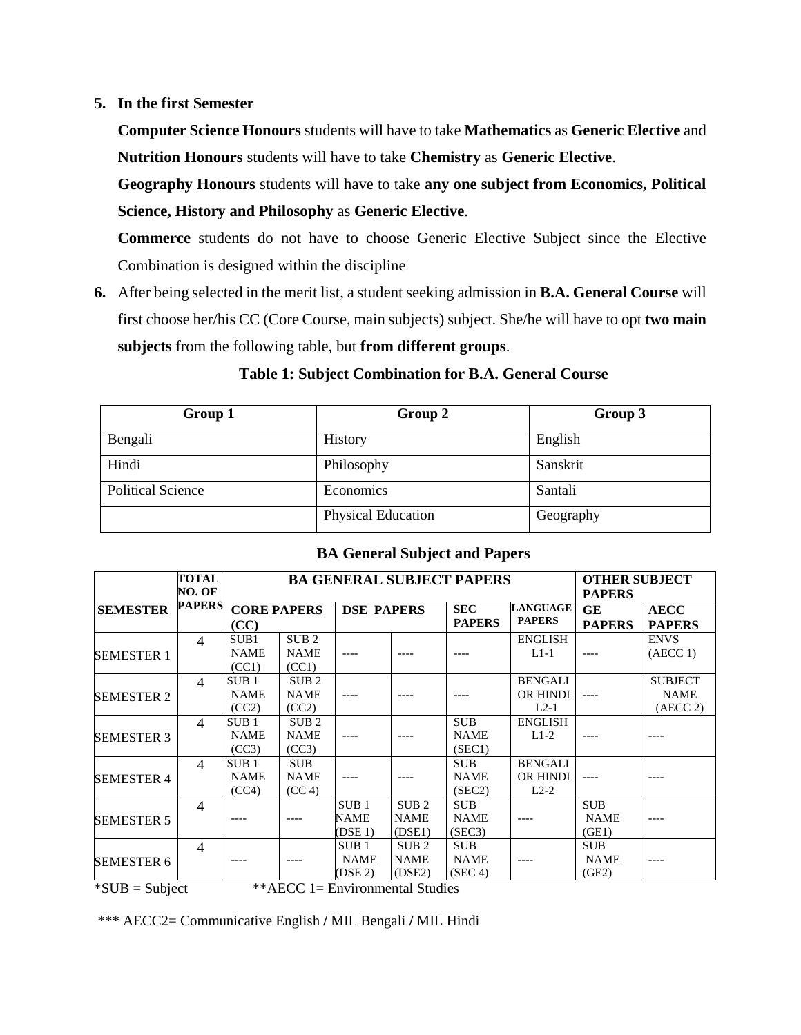5. **In the first Semester**

   **Computer Science Honours** students will have to take **Mathematics** as **Generic Elective** and **Nutrition Honours** students will have to take **Chemistry** as **Generic Elective**.

   **Geography Honours** students will have to take **any one subject from Economics, Political Science, History and Philosophy** as **Generic Elective**.

   **Commerce** students do not have to choose Generic Elective Subject since the Elective Combination is designed within the discipline

6. After being selected in the merit list, a student seeking admission in **B.A. General Course** will first choose her/his CC (Core Course, main subjects) subject. She/he will have to opt **two main subjects** from the following table, but **from different groups**.

**Table 1: Subject Combination for B.A. General Course**

| Group 1 | Group 2 | Group 3 |
|---|---|---|
| Bengali | History | English |
| Hindi | Philosophy | Sanskrit |
| Political Science | Economics | Santali |
| | Physical Education | Geography |

**BA General Subject and Papers**

| | TOTAL NO. OF PAPERS | BA GENERAL SUBJECT PAPERS | | | | | | OTHER SUBJECT PAPERS | |
|---|---|---|---|---|---|---|---|---|---|
| SEMESTER | | CORE PAPERS (CC) | | DSE PAPERS | | SEC PAPERS | LANGUAGE PAPERS | GE PAPERS | AECC PAPERS |
| SEMESTER 1 | 4 | SUB1 NAME (CC1) | SUB 2 NAME (CC1) | ---- | ---- | ---- | ENGLISH L1-1 | ---- | ENVS (AECC 1) |
| SEMESTER 2 | 4 | SUB 1 NAME (CC2) | SUB 2 NAME (CC2) | ---- | ---- | ---- | BENGALI OR HINDI L2-1 | ---- | SUBJECT NAME (AECC 2) |
| SEMESTER 3 | 4 | SUB 1 NAME (CC3) | SUB 2 NAME (CC3) | ---- | ---- | SUB NAME (SEC1) | ENGLISH L1-2 | ---- | ---- |
| SEMESTER 4 | 4 | SUB 1 NAME (CC4) | SUB NAME (CC 4) | ---- | ---- | SUB NAME (SEC2) | BENGALI OR HINDI L2-2 | ---- | ---- |
| SEMESTER 5 | 4 | ---- | ---- | SUB 1 NAME (DSE 1) | SUB 2 NAME (DSE1) | SUB NAME (SEC3) | ---- | SUB NAME (GE1) | ---- |
| SEMESTER 6 | 4 | ---- | ---- | SUB 1 NAME (DSE 2) | SUB 2 NAME (DSE2) | SUB NAME (SEC 4) | ---- | SUB NAME (GE2) | ---- |

*SUB = Subject **AECC 1= Environmental Studies

*** AECC2= Communicative English / MIL Bengali / MIL Hindi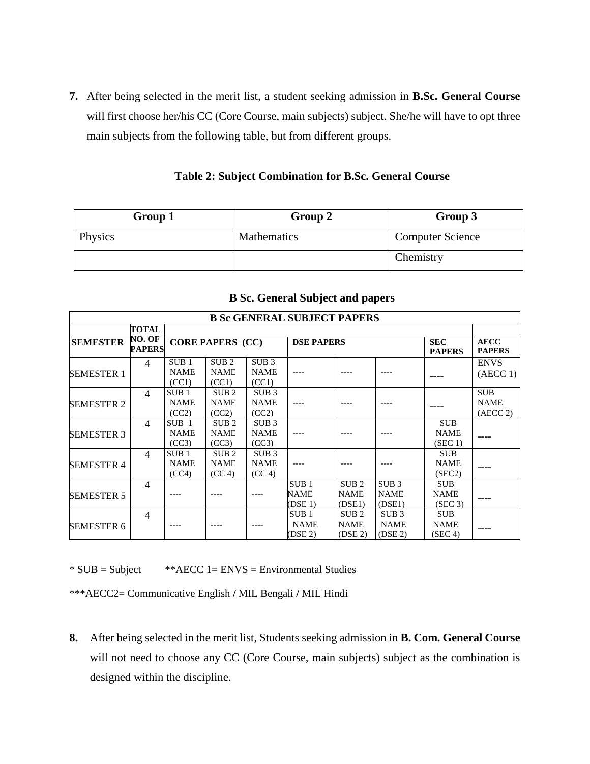7. After being selected in the merit list, a student seeking admission in **B.Sc. General Course** will first choose her/his CC (Core Course, main subjects) subject. She/he will have to opt three main subjects from the following table, but from different groups.

**Table 2: Subject Combination for B.Sc. General Course**

| Group 1 | Group 2 | Group 3 |
|---|---|---|
| Physics | Mathematics | Computer Science |
| | | Chemistry |

**B Sc. General Subject and papers**

| B Sc GENERAL SUBJECT PAPERS | | | | | | | | | |
|---|---|---|---|---|---|---|---|---|---|
| SEMESTER | TOTAL NO. OF PAPERS | CORE PAPERS (CC) | | | DSE PAPERS | | | SEC PAPERS | AECC PAPERS |
| SEMESTER 1 | 4 | SUB 1 NAME (CC1) | SUB 2 NAME (CC1) | SUB 3 NAME (CC1) | ---- | ---- | ---- | ---- | ENVS (AECC 1) |
| SEMESTER 2 | 4 | SUB 1 NAME (CC2) | SUB 2 NAME (CC2) | SUB 3 NAME (CC2) | ---- | ---- | ---- | ---- | SUB NAME (AECC 2) |
| SEMESTER 3 | 4 | SUB 1 NAME (CC3) | SUB 2 NAME (CC3) | SUB 3 NAME (CC3) | ---- | ---- | ---- | SUB NAME (SEC 1) | ---- |
| SEMESTER 4 | 4 | SUB 1 NAME (CC4) | SUB 2 NAME (CC 4) | SUB 3 NAME (CC 4) | ---- | ---- | ---- | SUB NAME (SEC2) | ---- |
| SEMESTER 5 | 4 | ---- | ---- | ---- | SUB 1 NAME (DSE 1) | SUB 2 NAME (DSE1) | SUB 3 NAME (DSE1) | SUB NAME (SEC 3) | ---- |
| SEMESTER 6 | 4 | ---- | ---- | ---- | SUB 1 NAME (DSE 2) | SUB 2 NAME (DSE 2) | SUB 3 NAME (DSE 2) | SUB NAME (SEC 4) | ---- |

* SUB = Subject    **AECC 1= ENVS = Environmental Studies

***AECC2= Communicative English / MIL Bengali / MIL Hindi

8. After being selected in the merit list, Students seeking admission in **B. Com. General Course** will not need to choose any CC (Core Course, main subjects) subject as the combination is designed within the discipline.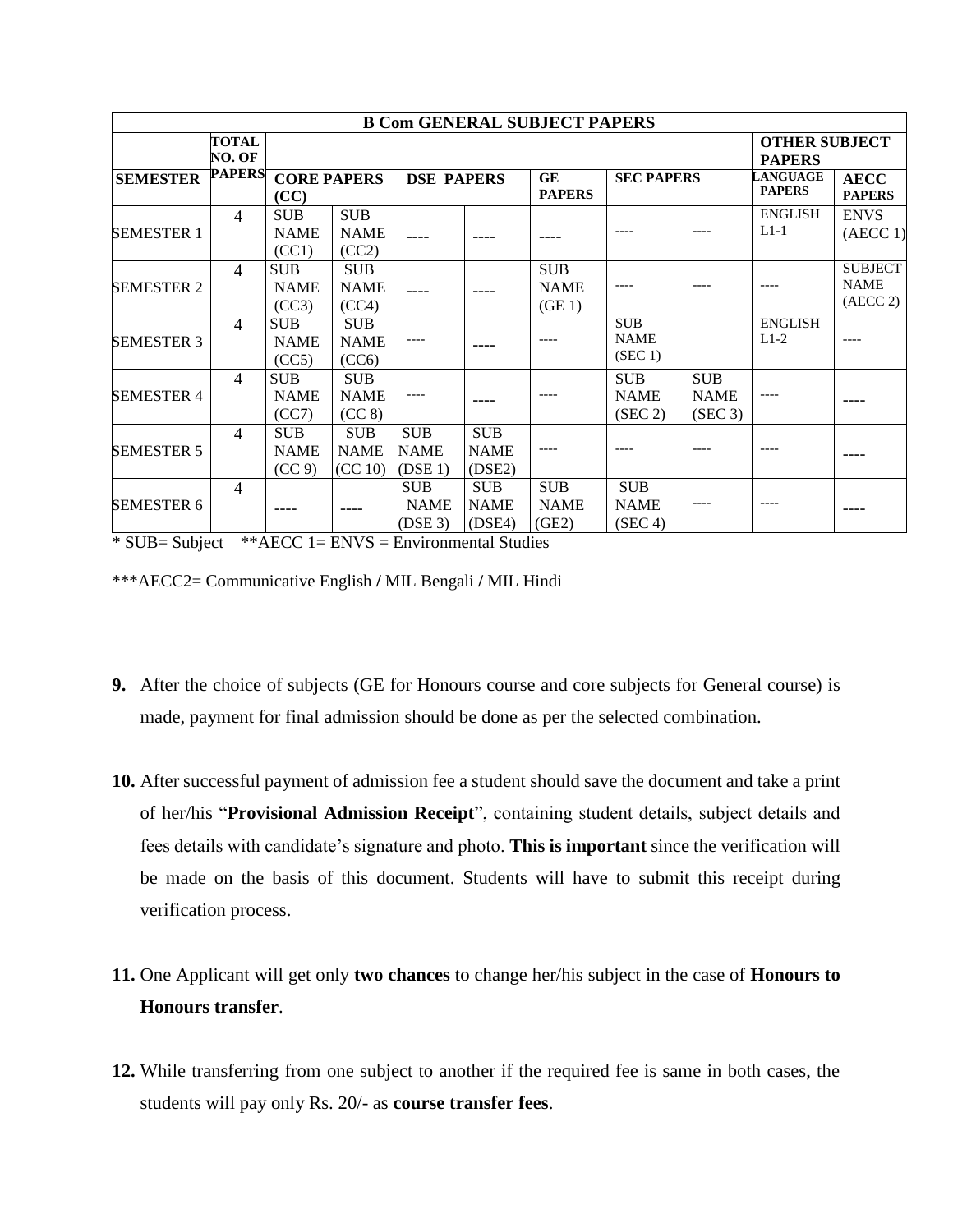| B Com GENERAL SUBJECT PAPERS | | | | | | | | | | |
|---|---|---|---|---|---|---|---|---|---|---|
| | TOTAL NO. OF PAPERS | | | | | | | | OTHER SUBJECT PAPERS | |
| SEMESTER | | CORE PAPERS (CC) | | DSE PAPERS | | GE PAPERS | SEC PAPERS | | LANGUAGE PAPERS | AECC PAPERS |
| SEMESTER 1 | 4 | SUB NAME (CC1) | SUB NAME (CC2) | ---- | ---- | ---- | ---- | ---- | ENGLISH L1-1 | ENVS (AECC 1) |
| SEMESTER 2 | 4 | SUB NAME (CC3) | SUB NAME (CC4) | ---- | ---- | SUB NAME (GE 1) | ---- | ---- | ---- | SUBJECT NAME (AECC 2) |
| SEMESTER 3 | 4 | SUB NAME (CC5) | SUB NAME (CC6) | ---- | ---- | ---- | SUB NAME (SEC 1) | | ENGLISH L1-2 | ---- |
| SEMESTER 4 | 4 | SUB NAME (CC7) | SUB NAME (CC 8) | ---- | ---- | ---- | SUB NAME (SEC 2) | SUB NAME (SEC 3) | ---- | ---- |
| SEMESTER 5 | 4 | SUB NAME (CC 9) | SUB NAME (CC 10) | SUB NAME (DSE 1) | SUB NAME (DSE2) | ---- | ---- | ---- | ---- | ---- |
| SEMESTER 6 | 4 | ---- | ---- | SUB NAME (DSE 3) | SUB NAME (DSE4) | SUB NAME (GE2) | SUB NAME (SEC 4) | ---- | ---- | ---- |

* SUB= Subject **AECC 1= ENVS = Environmental Studies

***AECC2= Communicative English / MIL Bengali / MIL Hindi

**9.** After the choice of subjects (GE for Honours course and core subjects for General course) is made, payment for final admission should be done as per the selected combination.

**10.** After successful payment of admission fee a student should save the document and take a print of her/his "**Provisional Admission Receipt**", containing student details, subject details and fees details with candidate's signature and photo. **This is important** since the verification will be made on the basis of this document. Students will have to submit this receipt during verification process.

**11.** One Applicant will get only **two chances** to change her/his subject in the case of **Honours to Honours transfer**.

**12.** While transferring from one subject to another if the required fee is same in both cases, the students will pay only Rs. 20/- as **course transfer fees**.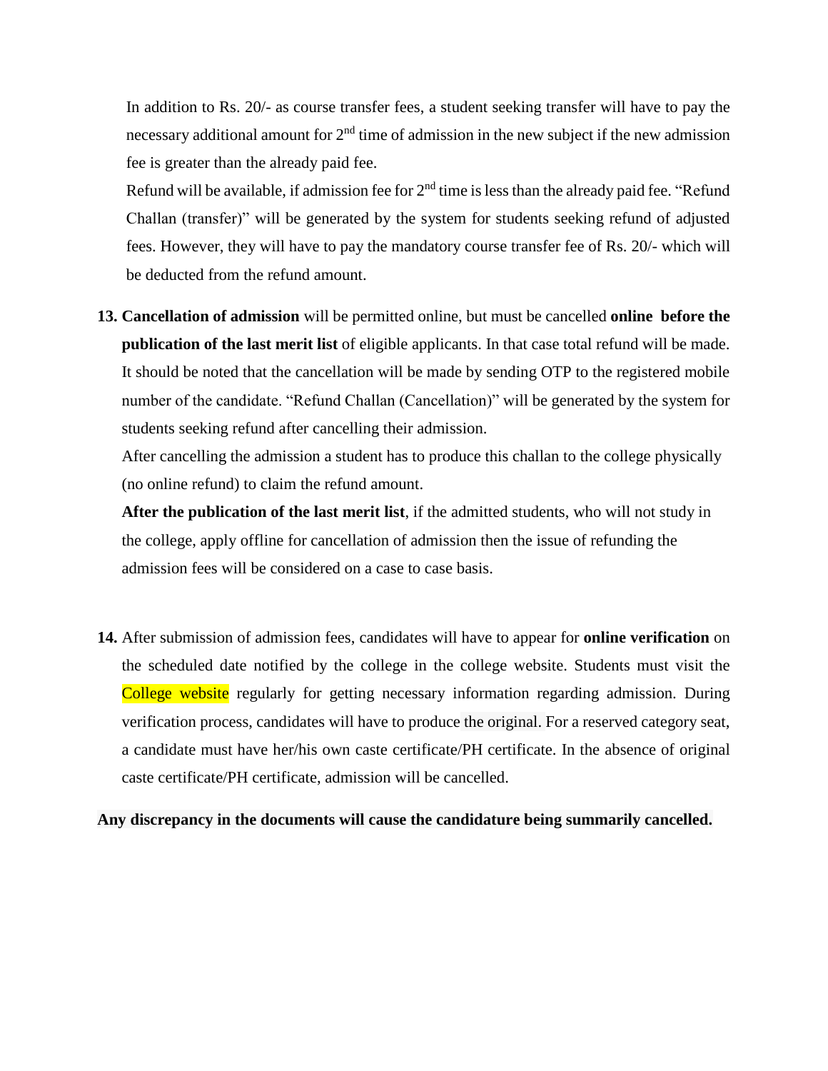In addition to Rs. 20/- as course transfer fees, a student seeking transfer will have to pay the necessary additional amount for 2nd time of admission in the new subject if the new admission fee is greater than the already paid fee.

Refund will be available, if admission fee for 2nd time is less than the already paid fee. "Refund Challan (transfer)" will be generated by the system for students seeking refund of adjusted fees. However, they will have to pay the mandatory course transfer fee of Rs. 20/- which will be deducted from the refund amount.

13. **Cancellation of admission** will be permitted online, but must be cancelled **online before the publication of the last merit list** of eligible applicants. In that case total refund will be made. It should be noted that the cancellation will be made by sending OTP to the registered mobile number of the candidate. "Refund Challan (Cancellation)" will be generated by the system for students seeking refund after cancelling their admission.

    After cancelling the admission a student has to produce this challan to the college physically (no online refund) to claim the refund amount.

    **After the publication of the last merit list**, if the admitted students, who will not study in the college, apply offline for cancellation of admission then the issue of refunding the admission fees will be considered on a case to case basis.

14. After submission of admission fees, candidates will have to appear for **online verification** on the scheduled date notified by the college in the college website. Students must visit the College website regularly for getting necessary information regarding admission. During verification process, candidates will have to produce the original. For a reserved category seat, a candidate must have her/his own caste certificate/PH certificate. In the absence of original caste certificate/PH certificate, admission will be cancelled.

**Any discrepancy in the documents will cause the candidature being summarily cancelled.**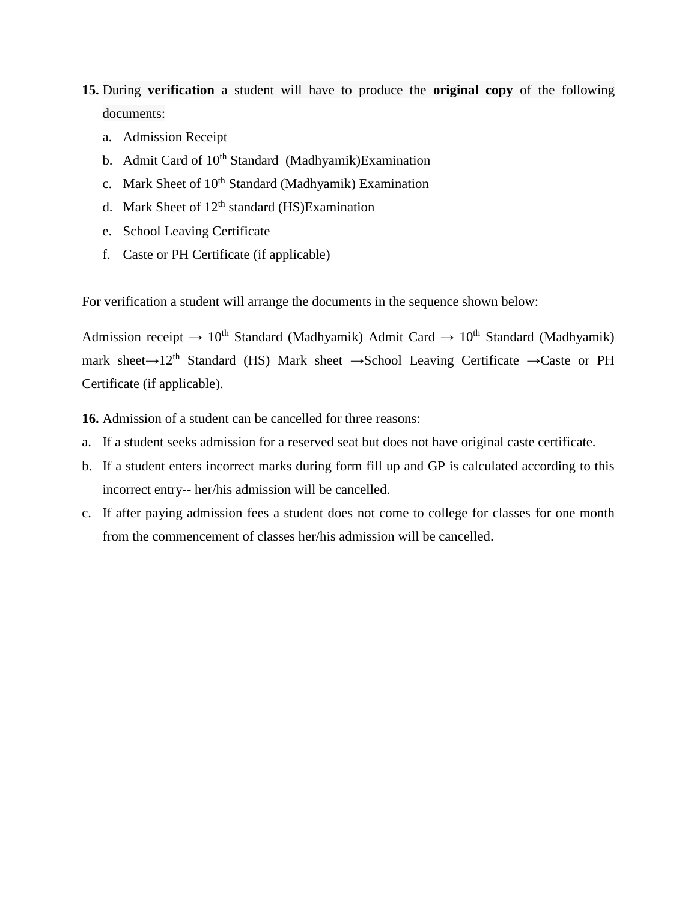15. During **verification** a student will have to produce the **original copy** of the following documents:
    a. Admission Receipt
    b. Admit Card of 10$^{th}$ Standard (Madhyamik)Examination
    c. Mark Sheet of 10$^{th}$ Standard (Madhyamik) Examination
    d. Mark Sheet of 12$^{th}$ standard (HS)Examination
    e. School Leaving Certificate
    f. Caste or PH Certificate (if applicable)

For verification a student will arrange the documents in the sequence shown below:

Admission receipt → 10$^{th}$ Standard (Madhyamik) Admit Card → 10$^{th}$ Standard (Madhyamik) mark sheet→12$^{th}$ Standard (HS) Mark sheet →School Leaving Certificate →Caste or PH Certificate (if applicable).

**16.** Admission of a student can be cancelled for three reasons:

a. If a student seeks admission for a reserved seat but does not have original caste certificate.
b. If a student enters incorrect marks during form fill up and GP is calculated according to this incorrect entry-- her/his admission will be cancelled.
c. If after paying admission fees a student does not come to college for classes for one month from the commencement of classes her/his admission will be cancelled.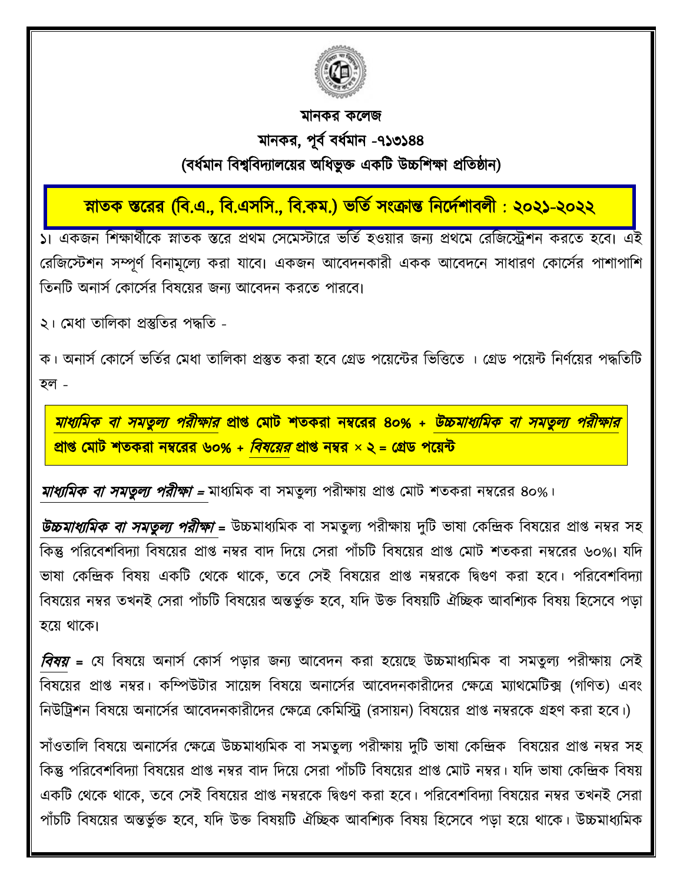# মানকর কলেজ

## মানকর, পূর্ব বর্ধমান -৭১৩১৪৪

### (বর্ধমান বিশ্ববিদ্যালয়ের অধিভুক্ত একটি উচ্চশিক্ষা প্রতিষ্ঠান)

## স্নাতক স্তরের (বি.এ., বি.এসসি., বি.কম.) ভর্তি সংক্রান্ত নির্দেশাবলী : ২০২১-২০২২

১। একজন শিক্ষার্থীকে স্নাতক স্তরে প্রথম সেমেস্টারে ভর্তি হওয়ার জন্য প্রথমে রেজিস্ট্রেশন করতে হবে। এই রেজিস্টেশন সম্পূর্ণ বিনামূল্যে করা যাবে। একজন আবেদনকারী একক আবেদনে সাধারণ কোর্সের পাশাপাশি তিনটি অনার্স কোর্সের বিষয়ের জন্য আবেদন করতে পারবে।

২। মেধা তালিকা প্রস্তুতির পদ্ধতি -

ক। অনার্স কোর্সে ভর্তির মেধা তালিকা প্রস্তুত করা হবে গ্রেড পয়েন্টের ভিত্তিতে । গ্রেড পয়েন্ট নির্ণয়ের পদ্ধতিটি হল -

***মাধ্যমিক বা সমতুল্য পরীক্ষার* প্রাপ্ত মোট শতকরা নম্বরের ৪০% + *উচ্চমাধ্যমিক বা সমতুল্য পরীক্ষার* প্রাপ্ত মোট শতকরা নম্বরের ৬০% + *বিষয়ের* প্রাপ্ত নম্বর × ২ = গ্রেড পয়েন্ট**

***মাধ্যমিক বা সমতুল্য পরীক্ষা*** = মাধ্যমিক বা সমতুল্য পরীক্ষায় প্রাপ্ত মোট শতকরা নম্বরের ৪০%।

***উচ্চমাধ্যমিক বা সমতুল্য পরীক্ষা*** = উচ্চমাধ্যমিক বা সমতুল্য পরীক্ষায় দুটি ভাষা কেন্দ্রিক বিষয়ের প্রাপ্ত নম্বর সহ কিন্তু পরিবেশবিদ্যা বিষয়ের প্রাপ্ত নম্বর বাদ দিয়ে সেরা পাঁচটি বিষয়ের প্রাপ্ত মোট শতকরা নম্বরের ৬০%। যদি ভাষা কেন্দ্রিক বিষয় একটি থেকে থাকে, তবে সেই বিষয়ের প্রাপ্ত নম্বরকে দ্বিগুণ করা হবে। পরিবেশবিদ্যা বিষয়ের নম্বর তখনই সেরা পাঁচটি বিষয়ের অন্তর্ভুক্ত হবে, যদি উক্ত বিষয়টি ঐচ্ছিক আবশ্যিক বিষয় হিসেবে পড়া হয়ে থাকে।

***বিষয়*** = যে বিষয়ে অনার্স কোর্স পড়ার জন্য আবেদন করা হয়েছে উচ্চমাধ্যমিক বা সমতুল্য পরীক্ষায় সেই বিষয়ের প্রাপ্ত নম্বর। কম্পিউটার সায়েন্স বিষয়ে অনার্সের আবেদনকারীদের ক্ষেত্রে ম্যাথমেটিক্স (গণিত) এবং নিউট্রিশন বিষয়ে অনার্সের আবেদনকারীদের ক্ষেত্রে কেমিস্ট্রি (রসায়ন) বিষয়ের প্রাপ্ত নম্বরকে গ্রহণ করা হবে।)

সাঁওতালি বিষয়ে অনার্সের ক্ষেত্রে উচ্চমাধ্যমিক বা সমতুল্য পরীক্ষায় দুটি ভাষা কেন্দ্রিক বিষয়ের প্রাপ্ত নম্বর সহ কিন্তু পরিবেশবিদ্যা বিষয়ের প্রাপ্ত নম্বর বাদ দিয়ে সেরা পাঁচটি বিষয়ের প্রাপ্ত মোট নম্বর। যদি ভাষা কেন্দ্রিক বিষয় একটি থেকে থাকে, তবে সেই বিষয়ের প্রাপ্ত নম্বরকে দ্বিগুণ করা হবে। পরিবেশবিদ্যা বিষয়ের নম্বর তখনই সেরা পাঁচটি বিষয়ের অন্তর্ভুক্ত হবে, যদি উক্ত বিষয়টি ঐচ্ছিক আবশ্যিক বিষয় হিসেবে পড়া হয়ে থাকে। উচ্চমাধ্যমিক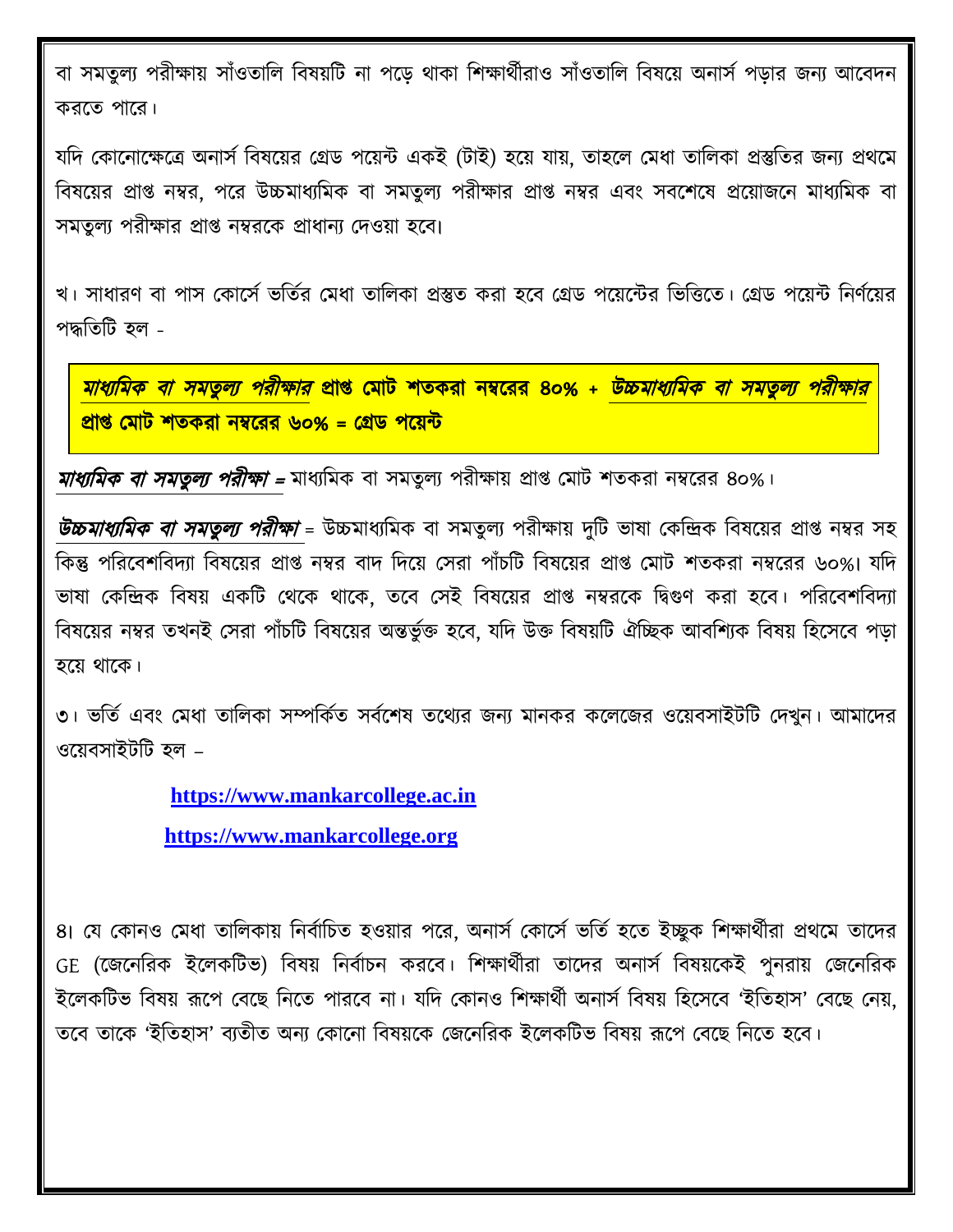বা সমতুল্য পরীক্ষায় সাঁওতালি বিষয়টি না পড়ে থাকা শিক্ষার্থীরাও সাঁওতালি বিষয়ে অনার্স পড়ার জন্য আবেদন করতে পারে।

যদি কোনোক্ষেত্রে অনার্স বিষয়ের গ্রেড পয়েন্ট একই (টাই) হয়ে যায়, তাহলে মেধা তালিকা প্রস্তুতির জন্য প্রথমে বিষয়ের প্রাপ্ত নম্বর, পরে উচ্চমাধ্যমিক বা সমতুল্য পরীক্ষার প্রাপ্ত নম্বর এবং সবশেষে প্রয়োজনে মাধ্যমিক বা সমতুল্য পরীক্ষার প্রাপ্ত নম্বরকে প্রাধান্য দেওয়া হবে।

খ। সাধারণ বা পাস কোর্সে ভর্তির মেধা তালিকা প্রস্তুত করা হবে গ্রেড পয়েন্টের ভিত্তিতে। গ্রেড পয়েন্ট নির্ণয়ের পদ্ধতিটি হল -

***মাধ্যমিক বা সমতুল্য পরীক্ষার*** **প্রাপ্ত মোট শতকরা নম্বরের ৪০% +** ***উচ্চমাধ্যমিক বা সমতুল্য পরীক্ষার*** **প্রাপ্ত মোট শতকরা নম্বরের ৬০% = গ্রেড পয়েন্ট**

***মাধ্যমিক বা সমতুল্য পরীক্ষা =*** মাধ্যমিক বা সমতুল্য পরীক্ষায় প্রাপ্ত মোট শতকরা নম্বরের ৪০%।

***উচ্চমাধ্যমিক বা সমতুল্য পরীক্ষা*** = উচ্চমাধ্যমিক বা সমতুল্য পরীক্ষায় দুটি ভাষা কেন্দ্রিক বিষয়ের প্রাপ্ত নম্বর সহ কিন্তু পরিবেশবিদ্যা বিষয়ের প্রাপ্ত নম্বর বাদ দিয়ে সেরা পাঁচটি বিষয়ের প্রাপ্ত মোট শতকরা নম্বরের ৬০%। যদি ভাষা কেন্দ্রিক বিষয় একটি থেকে থাকে, তবে সেই বিষয়ের প্রাপ্ত নম্বরকে দ্বিগুণ করা হবে। পরিবেশবিদ্যা বিষয়ের নম্বর তখনই সেরা পাঁচটি বিষয়ের অন্তর্ভুক্ত হবে, যদি উক্ত বিষয়টি ঐচ্ছিক আবশ্যিক বিষয় হিসেবে পড়া হয়ে থাকে।

৩। ভর্তি এবং মেধা তালিকা সম্পর্কিত সর্বশেষ তথ্যের জন্য মানকর কলেজের ওয়েবসাইটটি দেখুন। আমাদের ওয়েবসাইটটি হল –

**https://www.mankarcollege.ac.in**

**https://www.mankarcollege.org**

৪। যে কোনও মেধা তালিকায় নির্বাচিত হওয়ার পরে, অনার্স কোর্সে ভর্তি হতে ইচ্ছুক শিক্ষার্থীরা প্রথমে তাদের GE (জেনেরিক ইলেকটিভ) বিষয় নির্বাচন করবে। শিক্ষার্থীরা তাদের অনার্স বিষয়কেই পুনরায় জেনেরিক ইলেকটিভ বিষয় রূপে বেছে নিতে পারবে না। যদি কোনও শিক্ষার্থী অনার্স বিষয় হিসেবে 'ইতিহাস' বেছে নেয়, তবে তাকে 'ইতিহাস' ব্যতীত অন্য কোনো বিষয়কে জেনেরিক ইলেকটিভ বিষয় রূপে বেছে নিতে হবে।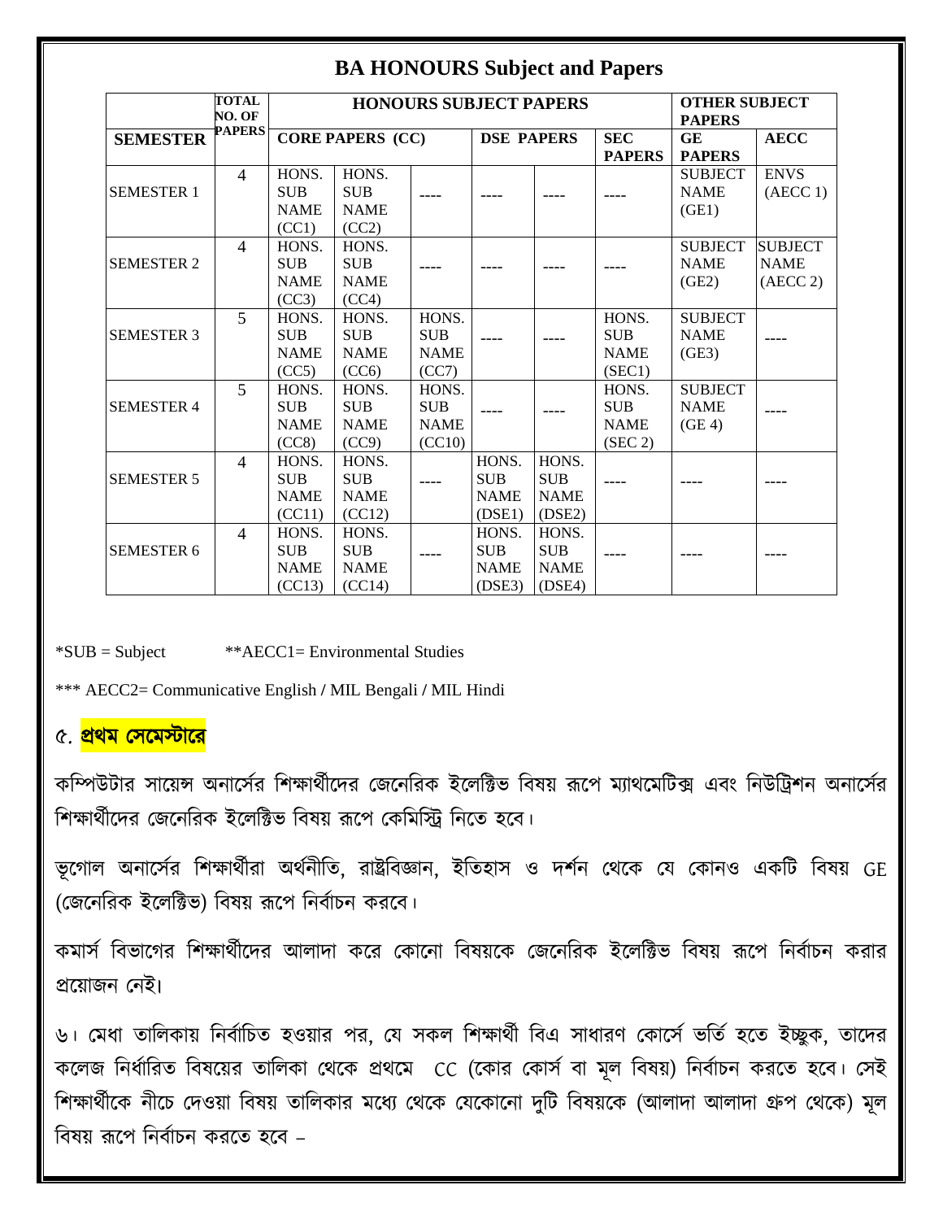## BA HONOURS Subject and Papers

| SEMESTER | TOTAL NO. OF PAPERS | HONOURS SUBJECT PAPERS | | | | | | OTHER SUBJECT PAPERS | |
|---|---|---|---|---|---|---|---|---|---|
| | | CORE PAPERS (CC) | | | DSE PAPERS | | SEC PAPERS | GE PAPERS | AECC |
| SEMESTER 1 | 4 | HONS. SUB NAME (CC1) | HONS. SUB NAME (CC2) | ---- | ---- | ---- | ---- | SUBJECT NAME (GE1) | ENVS (AECC 1) |
| SEMESTER 2 | 4 | HONS. SUB NAME (CC3) | HONS. SUB NAME (CC4) | ---- | ---- | ---- | ---- | SUBJECT NAME (GE2) | SUBJECT NAME (AECC 2) |
| SEMESTER 3 | 5 | HONS. SUB NAME (CC5) | HONS. SUB NAME (CC6) | HONS. SUB NAME (CC7) | ---- | ---- | HONS. SUB NAME (SEC1) | SUBJECT NAME (GE3) | ---- |
| SEMESTER 4 | 5 | HONS. SUB NAME (CC8) | HONS. SUB NAME (CC9) | HONS. SUB NAME (CC10) | ---- | ---- | HONS. SUB NAME (SEC 2) | SUBJECT NAME (GE 4) | ---- |
| SEMESTER 5 | 4 | HONS. SUB NAME (CC11) | HONS. SUB NAME (CC12) | ---- | HONS. SUB NAME (DSE1) | HONS. SUB NAME (DSE2) | ---- | ---- | ---- |
| SEMESTER 6 | 4 | HONS. SUB NAME (CC13) | HONS. SUB NAME (CC14) | ---- | HONS. SUB NAME (DSE3) | HONS. SUB NAME (DSE4) | ---- | ---- | ---- |

*SUB = Subject        **AECC1= Environmental Studies

*** AECC2= Communicative English / MIL Bengali / MIL Hindi

৫. **প্রথম সেমেস্টারে**

কম্পিউটার সায়েন্স অনার্সের শিক্ষার্থীদের জেনেরিক ইলেক্টিভ বিষয় রূপে ম্যাথমেটিক্স এবং নিউট্রিশন অনার্সের শিক্ষার্থীদের জেনেরিক ইলেক্টিভ বিষয় রূপে কেমিস্ট্রি নিতে হবে।

ভূগোল অনার্সের শিক্ষার্থীরা অর্থনীতি, রাষ্ট্রবিজ্ঞান, ইতিহাস ও দর্শন থেকে যে কোনও একটি বিষয় GE (জেনেরিক ইলেক্টিভ) বিষয় রূপে নির্বাচন করবে।

কমার্স বিভাগের শিক্ষার্থীদের আলাদা করে কোনো বিষয়কে জেনেরিক ইলেক্টিভ বিষয় রূপে নির্বাচন করার প্রয়োজন নেই।

৬। মেধা তালিকায় নির্বাচিত হওয়ার পর, যে সকল শিক্ষার্থী বিএ সাধারণ কোর্সে ভর্তি হতে ইচ্ছুক, তাদের কলেজ নির্ধারিত বিষয়ের তালিকা থেকে প্রথমে CC (কোর কোর্স বা মূল বিষয়) নির্বাচন করতে হবে। সেই শিক্ষার্থীকে নীচে দেওয়া বিষয় তালিকার মধ্যে থেকে যেকোনো দুটি বিষয়কে (আলাদা আলাদা গ্রুপ থেকে) মূল বিষয় রূপে নির্বাচন করতে হবে –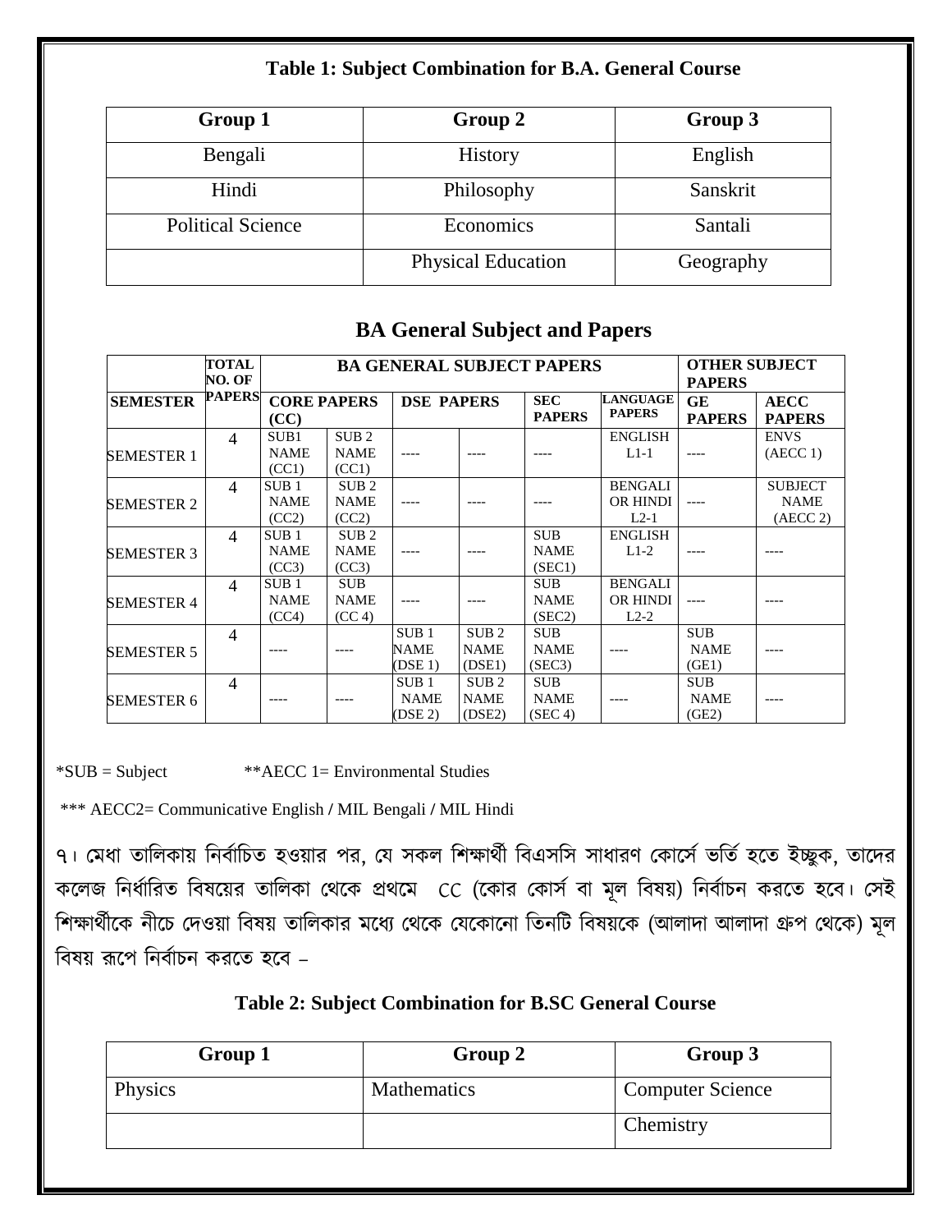### Table 1: Subject Combination for B.A. General Course

| Group 1 | Group 2 | Group 3 |
|---|---|---|
| Bengali | History | English |
| Hindi | Philosophy | Sanskrit |
| Political Science | Economics | Santali |
| | Physical Education | Geography |

### BA General Subject and Papers

| | TOTAL NO. OF PAPERS | BA GENERAL SUBJECT PAPERS | | | | | | OTHER SUBJECT PAPERS | |
|---|---|---|---|---|---|---|---|---|---|
| SEMESTER | | CORE PAPERS (CC) | | DSE PAPERS | | SEC PAPERS | LANGUAGE PAPERS | GE PAPERS | AECC PAPERS |
| SEMESTER 1 | 4 | SUB1 NAME (CC1) | SUB 2 NAME (CC1) | ---- | ---- | ---- | ENGLISH L1-1 | ---- | ENVS (AECC 1) |
| SEMESTER 2 | 4 | SUB 1 NAME (CC2) | SUB 2 NAME (CC2) | ---- | ---- | ---- | BENGALI OR HINDI L2-1 | ---- | SUBJECT NAME (AECC 2) |
| SEMESTER 3 | 4 | SUB 1 NAME (CC3) | SUB 2 NAME (CC3) | ---- | ---- | SUB NAME (SEC1) | ENGLISH L1-2 | ---- | ---- |
| SEMESTER 4 | 4 | SUB 1 NAME (CC4) | SUB NAME (CC 4) | ---- | ---- | SUB NAME (SEC2) | BENGALI OR HINDI L2-2 | ---- | ---- |
| SEMESTER 5 | 4 | ---- | ---- | SUB 1 NAME (DSE 1) | SUB 2 NAME (DSE1) | SUB NAME (SEC3) | ---- | SUB NAME (GE1) | ---- |
| SEMESTER 6 | 4 | ---- | ---- | SUB 1 NAME (DSE 2) | SUB 2 NAME (DSE2) | SUB NAME (SEC 4) | ---- | SUB NAME (GE2) | ---- |

*SUB = Subject **AECC 1= Environmental Studies

*** AECC2= Communicative English / MIL Bengali / MIL Hindi

৭। মেধা তালিকায় নির্বাচিত হওয়ার পর, যে সকল শিক্ষার্থী বিএসসি সাধারণ কোর্সে ভর্তি হতে ইচ্ছুক, তাদের কলেজ নির্ধারিত বিষয়ের তালিকা থেকে প্রথমে CC (কোর কোর্স বা মূল বিষয়) নির্বাচন করতে হবে। সেই শিক্ষার্থীকে নীচে দেওয়া বিষয় তালিকার মধ্যে থেকে যেকোনো তিনটি বিষয়কে (আলাদা আলাদা গ্রুপ থেকে) মূল বিষয় রূপে নির্বাচন করতে হবে –

### Table 2: Subject Combination for B.SC General Course

| Group 1 | Group 2 | Group 3 |
|---|---|---|
| Physics | Mathematics | Computer Science |
| | | Chemistry |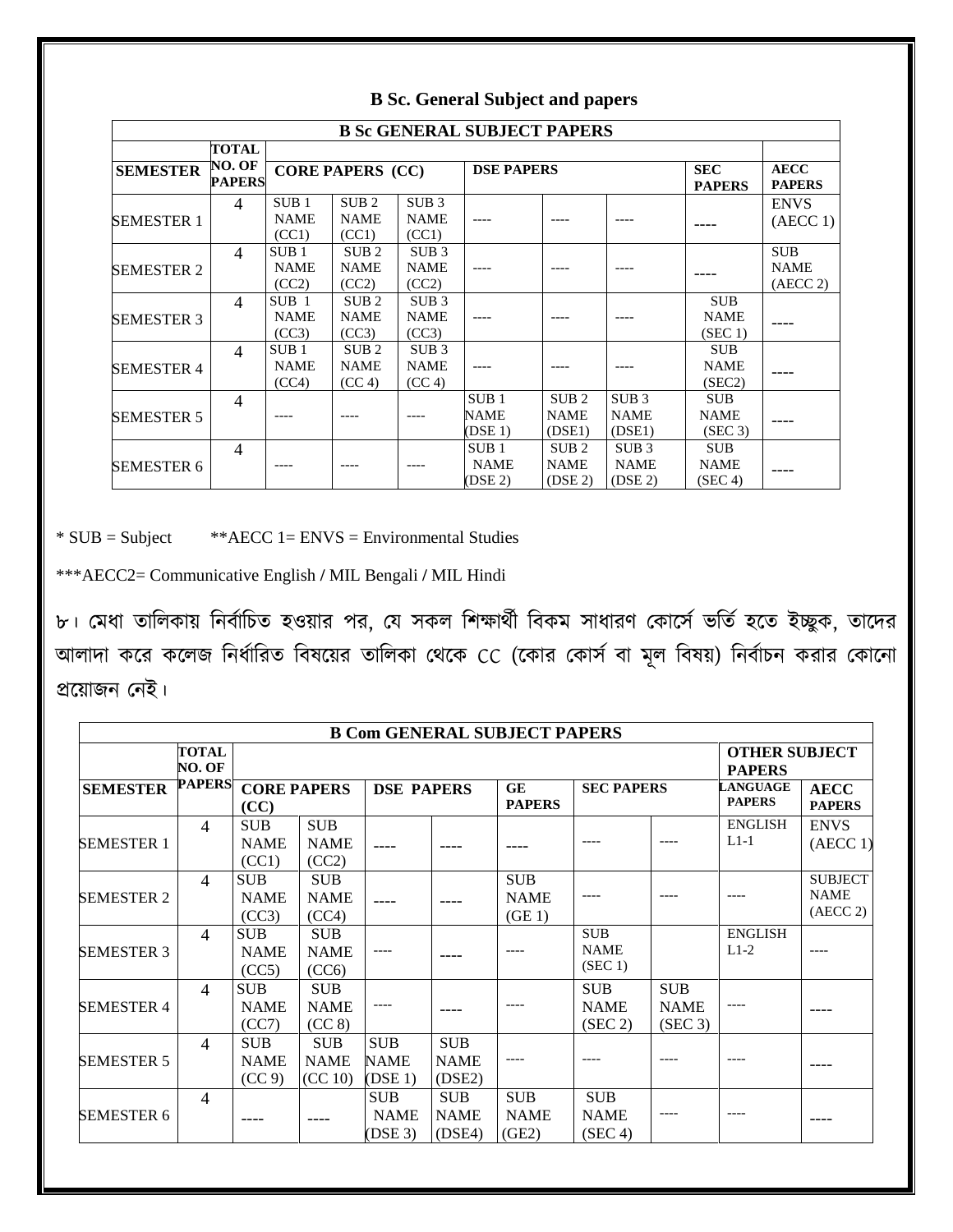## B Sc. General Subject and papers

| B Sc GENERAL SUBJECT PAPERS | | | | | | | | | |
|---|---|---|---|---|---|---|---|---|---|
| SEMESTER | TOTAL NO. OF PAPERS | CORE PAPERS (CC) | | | DSE PAPERS | | | SEC PAPERS | AECC PAPERS |
| SEMESTER 1 | 4 | SUB 1 NAME (CC1) | SUB 2 NAME (CC1) | SUB 3 NAME (CC1) | ---- | ---- | ---- | ---- | ENVS (AECC 1) |
| SEMESTER 2 | 4 | SUB 1 NAME (CC2) | SUB 2 NAME (CC2) | SUB 3 NAME (CC2) | ---- | ---- | ---- | ---- | SUB NAME (AECC 2) |
| SEMESTER 3 | 4 | SUB 1 NAME (CC3) | SUB 2 NAME (CC3) | SUB 3 NAME (CC3) | ---- | ---- | ---- | SUB NAME (SEC 1) | ---- |
| SEMESTER 4 | 4 | SUB 1 NAME (CC4) | SUB 2 NAME (CC 4) | SUB 3 NAME (CC 4) | ---- | ---- | ---- | SUB NAME (SEC2) | ---- |
| SEMESTER 5 | 4 | ---- | ---- | ---- | SUB 1 NAME (DSE 1) | SUB 2 NAME (DSE1) | SUB 3 NAME (DSE1) | SUB NAME (SEC 3) | ---- |
| SEMESTER 6 | 4 | ---- | ---- | ---- | SUB 1 NAME (DSE 2) | SUB 2 NAME (DSE 2) | SUB 3 NAME (DSE 2) | SUB NAME (SEC 4) | ---- |

* SUB = Subject    **AECC 1= ENVS = Environmental Studies

***AECC2= Communicative English / MIL Bengali / MIL Hindi

৮। মেধা তালিকায় নির্বাচিত হওয়ার পর, যে সকল শিক্ষার্থী বিকম সাধারণ কোর্সে ভর্তি হতে ইচ্ছুক, তাদের আলাদা করে কলেজ নির্ধারিত বিষয়ের তালিকা থেকে CC (কোর কোর্স বা মূল বিষয়) নির্বাচন করার কোনো প্রয়োজন নেই।

| B Com GENERAL SUBJECT PAPERS | | | | | | | | | | |
|---|---|---|---|---|---|---|---|---|---|---|
| | | | | | | | | | OTHER SUBJECT PAPERS | |
| SEMESTER | TOTAL NO. OF PAPERS | CORE PAPERS (CC) | | DSE PAPERS | | GE PAPERS | SEC PAPERS | | LANGUAGE PAPERS | AECC PAPERS |
| SEMESTER 1 | 4 | SUB NAME (CC1) | SUB NAME (CC2) | ---- | ---- | ---- | ---- | ---- | ENGLISH L1-1 | ENVS (AECC 1) |
| SEMESTER 2 | 4 | SUB NAME (CC3) | SUB NAME (CC4) | ---- | ---- | SUB NAME (GE 1) | ---- | ---- | ---- | SUBJECT NAME (AECC 2) |
| SEMESTER 3 | 4 | SUB NAME (CC5) | SUB NAME (CC6) | ---- | ---- | ---- | SUB NAME (SEC 1) | | ENGLISH L1-2 | ---- |
| SEMESTER 4 | 4 | SUB NAME (CC7) | SUB NAME (CC 8) | ---- | ---- | ---- | SUB NAME (SEC 2) | SUB NAME (SEC 3) | ---- | ---- |
| SEMESTER 5 | 4 | SUB NAME (CC 9) | SUB NAME (CC 10) | SUB NAME (DSE 1) | SUB NAME (DSE2) | ---- | ---- | ---- | ---- | ---- |
| SEMESTER 6 | 4 | ---- | ---- | SUB NAME (DSE 3) | SUB NAME (DSE4) | SUB NAME (GE2) | SUB NAME (SEC 4) | ---- | ---- | ---- |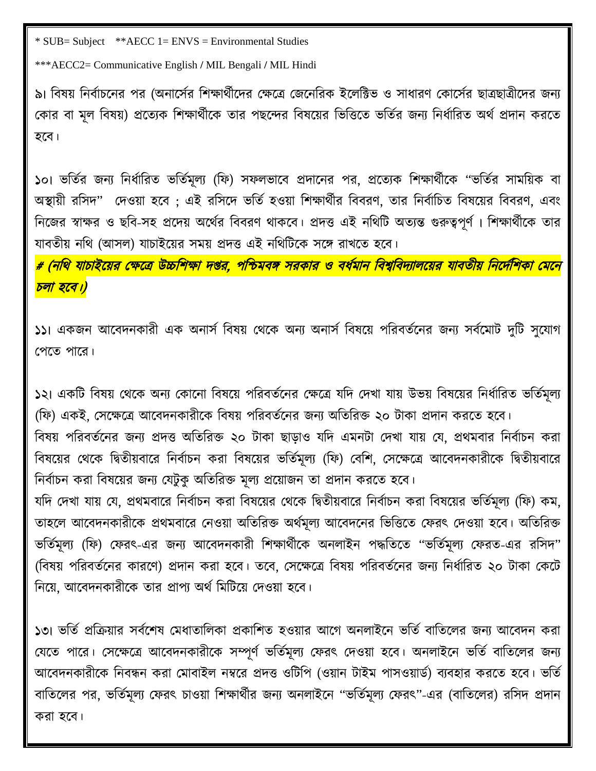* SUB= Subject  **AECC 1= ENVS = Environmental Studies

***AECC2= Communicative English / MIL Bengali / MIL Hindi

৯। বিষয় নির্বাচনের পর (অনার্সের শিক্ষার্থীদের ক্ষেত্রে জেনেরিক ইলেক্টিভ ও সাধারণ কোর্সের ছাত্রছাত্রীদের জন্য কোর বা মূল বিষয়) প্রত্যেক শিক্ষার্থীকে তার পছন্দের বিষয়ের ভিত্তিতে ভর্তির জন্য নির্ধারিত অর্থ প্রদান করতে হবে।

১০। ভর্তির জন্য নির্ধারিত ভর্তিমূল্য (ফি) সফলভাবে প্রদানের পর, প্রত্যেক শিক্ষার্থীকে "ভর্তির সাময়িক বা অস্থায়ী রসিদ" দেওয়া হবে ; এই রসিদে ভর্তি হওয়া শিক্ষার্থীর বিবরণ, তার নির্বাচিত বিষয়ের বিবরণ, এবং নিজের স্বাক্ষর ও ছবি-সহ প্রদেয় অর্থের বিবরণ থাকবে। প্রদত্ত এই নথিটি অত্যন্ত গুরুত্বপূর্ণ। শিক্ষার্থীকে তার যাবতীয় নথি (আসল) যাচাইয়ের সময় প্রদত্ত এই নথিটিকে সঙ্গে রাখতে হবে।

***# (নথি যাচাইয়ের ক্ষেত্রে উচ্চশিক্ষা দপ্তর, পশ্চিমবঙ্গ সরকার ও বর্ধমান বিশ্ববিদ্যালয়ের যাবতীয় নির্দেশিকা মেনে চলা হবে।)***

১১। একজন আবেদনকারী এক অনার্স বিষয় থেকে অন্য অনার্স বিষয়ে পরিবর্তনের জন্য সর্বমোট দুটি সুযোগ পেতে পারে।

১২। একটি বিষয় থেকে অন্য কোনো বিষয়ে পরিবর্তনের ক্ষেত্রে যদি দেখা যায় উভয় বিষয়ের নির্ধারিত ভর্তিমূল্য (ফি) একই, সেক্ষেত্রে আবেদনকারীকে বিষয় পরিবর্তনের জন্য অতিরিক্ত ২০ টাকা প্রদান করতে হবে।
বিষয় পরিবর্তনের জন্য প্রদত্ত অতিরিক্ত ২০ টাকা ছাড়াও যদি এমনটা দেখা যায় যে, প্রথমবার নির্বাচন করা বিষয়ের থেকে দ্বিতীয়বারে নির্বাচন করা বিষয়ের ভর্তিমূল্য (ফি) বেশি, সেক্ষেত্রে আবেদনকারীকে দ্বিতীয়বারে নির্বাচন করা বিষয়ের জন্য যেটুকু অতিরিক্ত মূল্য প্রয়োজন তা প্রদান করতে হবে।
যদি দেখা যায় যে, প্রথমবারে নির্বাচন করা বিষয়ের থেকে দ্বিতীয়বারে নির্বাচন করা বিষয়ের ভর্তিমূল্য (ফি) কম, তাহলে আবেদনকারীকে প্রথমবারে নেওয়া অতিরিক্ত অর্থমূল্য আবেদনের ভিত্তিতে ফেরৎ দেওয়া হবে। অতিরিক্ত ভর্তিমূল্য (ফি) ফেরৎ-এর জন্য আবেদনকারী শিক্ষার্থীকে অনলাইন পদ্ধতিতে "ভর্তিমূল্য ফেরত-এর রসিদ" (বিষয় পরিবর্তনের কারণে) প্রদান করা হবে। তবে, সেক্ষেত্রে বিষয় পরিবর্তনের জন্য নির্ধারিত ২০ টাকা কেটে নিয়ে, আবেদনকারীকে তার প্রাপ্য অর্থ মিটিয়ে দেওয়া হবে।

১৩। ভর্তি প্রক্রিয়ার সর্বশেষ মেধাতালিকা প্রকাশিত হওয়ার আগে অনলাইনে ভর্তি বাতিলের জন্য আবেদন করা যেতে পারে। সেক্ষেত্রে আবেদনকারীকে সম্পূর্ণ ভর্তিমূল্য ফেরৎ দেওয়া হবে। অনলাইনে ভর্তি বাতিলের জন্য আবেদনকারীকে নিবন্ধন করা মোবাইল নম্বরে প্রদত্ত ওটিপি (ওয়ান টাইম পাসওয়ার্ড) ব্যবহার করতে হবে। ভর্তি বাতিলের পর, ভর্তিমূল্য ফেরৎ চাওয়া শিক্ষার্থীর জন্য অনলাইনে "ভর্তিমূল্য ফেরৎ"-এর (বাতিলের) রসিদ প্রদান করা হবে।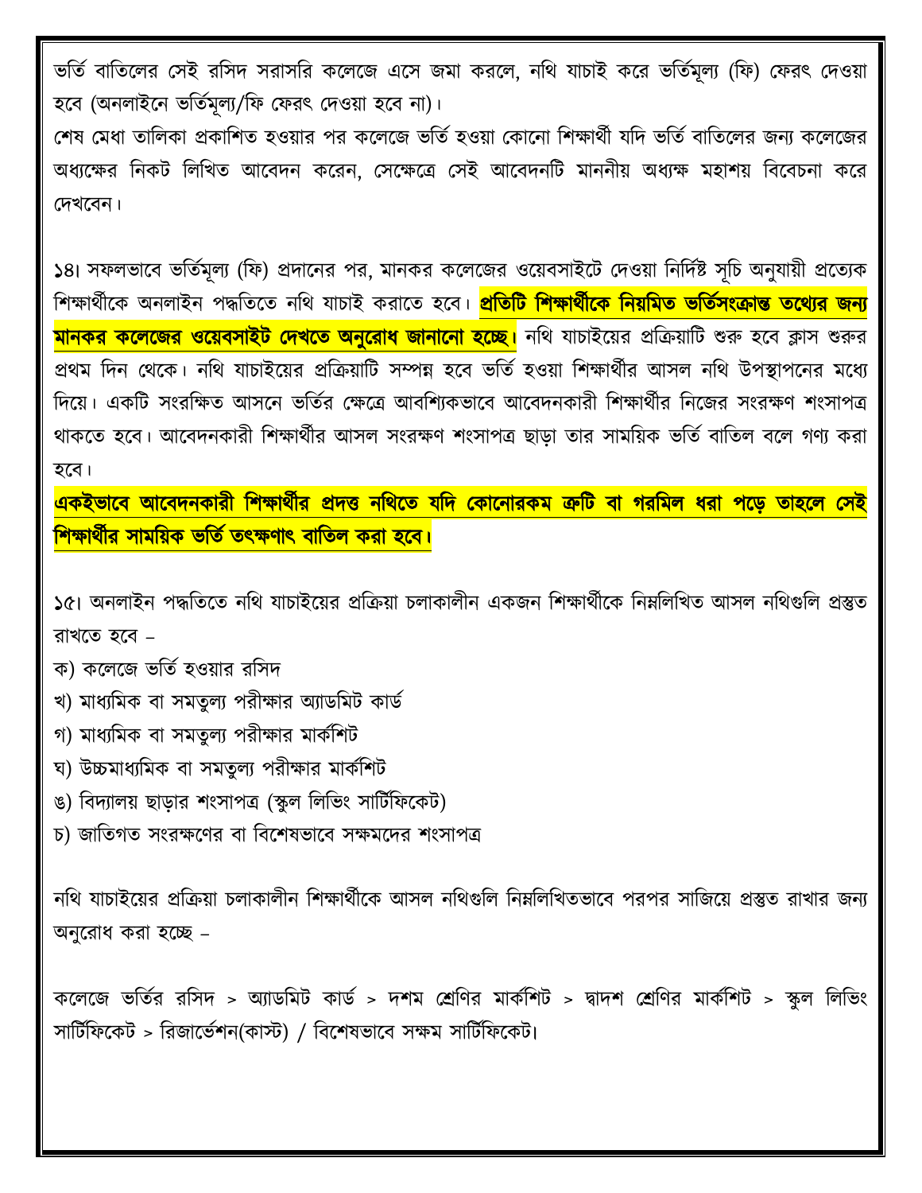ভর্তি বাতিলের সেই রসিদ সরাসরি কলেজে এসে জমা করলে, নথি যাচাই করে ভর্তিমূল্য (ফি) ফেরৎ দেওয়া হবে (অনলাইনে ভর্তিমূল্য/ফি ফেরৎ দেওয়া হবে না)।

শেষ মেধা তালিকা প্রকাশিত হওয়ার পর কলেজে ভর্তি হওয়া কোনো শিক্ষার্থী যদি ভর্তি বাতিলের জন্য কলেজের অধ্যক্ষের নিকট লিখিত আবেদন করেন, সেক্ষেত্রে সেই আবেদনটি মাননীয় অধ্যক্ষ মহাশয় বিবেচনা করে দেখবেন।

১৪। সফলভাবে ভর্তিমূল্য (ফি) প্রদানের পর, মানকর কলেজের ওয়েবসাইটে দেওয়া নির্দিষ্ট সূচি অনুযায়ী প্রত্যেক শিক্ষার্থীকে অনলাইন পদ্ধতিতে নথি যাচাই করাতে হবে। **প্রতিটি শিক্ষার্থীকে নিয়মিত ভর্তিসংক্রান্ত তথ্যের জন্য মানকর কলেজের ওয়েবসাইট দেখতে অনুরোধ জানানো হচ্ছে।** নথি যাচাইয়ের প্রক্রিয়াটি শুরু হবে ক্লাস শুরুর প্রথম দিন থেকে। নথি যাচাইয়ের প্রক্রিয়াটি সম্পন্ন হবে ভর্তি হওয়া শিক্ষার্থীর আসল নথি উপস্থাপনের মধ্যে দিয়ে। একটি সংরক্ষিত আসনে ভর্তির ক্ষেত্রে আবশ্যিকভাবে আবেদনকারী শিক্ষার্থীর নিজের সংরক্ষণ শংসাপত্র থাকতে হবে। আবেদনকারী শিক্ষার্থীর আসল সংরক্ষণ শংসাপত্র ছাড়া তার সাময়িক ভর্তি বাতিল বলে গণ্য করা হবে।

**একইভাবে আবেদনকারী শিক্ষার্থীর প্রদত্ত নথিতে যদি কোনোরকম ত্রুটি বা গরমিল ধরা পড়ে তাহলে সেই শিক্ষার্থীর সাময়িক ভর্তি তৎক্ষণাৎ বাতিল করা হবে।**

১৫। অনলাইন পদ্ধতিতে নথি যাচাইয়ের প্রক্রিয়া চলাকালীন একজন শিক্ষার্থীকে নিম্নলিখিত আসল নথিগুলি প্রস্তুত রাখতে হবে –

ক) কলেজে ভর্তি হওয়ার রসিদ
খ) মাধ্যমিক বা সমতুল্য পরীক্ষার অ্যাডমিট কার্ড
গ) মাধ্যমিক বা সমতুল্য পরীক্ষার মার্কশিট
ঘ) উচ্চমাধ্যমিক বা সমতুল্য পরীক্ষার মার্কশিট
ঙ) বিদ্যালয় ছাড়ার শংসাপত্র (স্কুল লিভিং সার্টিফিকেট)
চ) জাতিগত সংরক্ষণের বা বিশেষভাবে সক্ষমদের শংসাপত্র

নথি যাচাইয়ের প্রক্রিয়া চলাকালীন শিক্ষার্থীকে আসল নথিগুলি নিম্নলিখিতভাবে পরপর সাজিয়ে প্রস্তুত রাখার জন্য অনুরোধ করা হচ্ছে –

কলেজে ভর্তির রসিদ > অ্যাডমিট কার্ড > দশম শ্রেণির মার্কশিট > দ্বাদশ শ্রেণির মার্কশিট > স্কুল লিভিং সার্টিফিকেট > রিজার্ভেশন(কাস্ট) / বিশেষভাবে সক্ষম সার্টিফিকেট।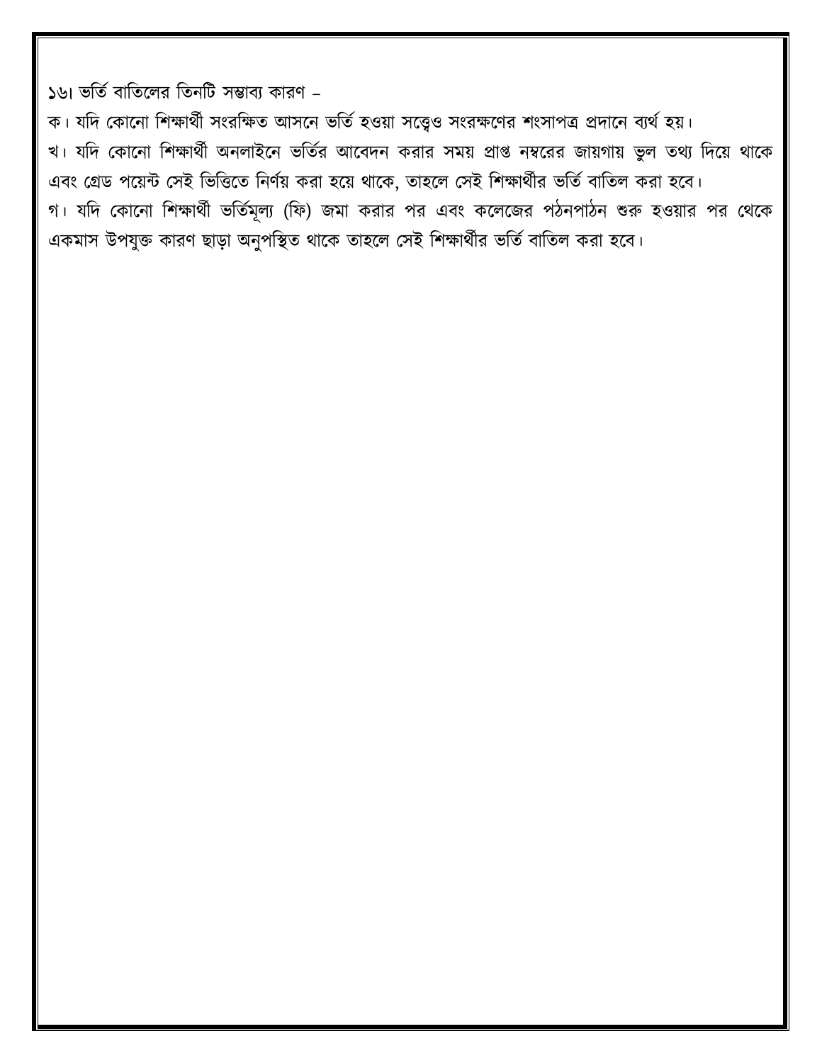১৬। ভর্তি বাতিলের তিনটি সম্ভাব্য কারণ –

ক। যদি কোনো শিক্ষার্থী সংরক্ষিত আসনে ভর্তি হওয়া সত্ত্বেও সংরক্ষণের শংসাপত্র প্রদানে ব্যর্থ হয়।

খ। যদি কোনো শিক্ষার্থী অনলাইনে ভর্তির আবেদন করার সময় প্রাপ্ত নম্বরের জায়গায় ভুল তথ্য দিয়ে থাকে এবং গ্রেড পয়েন্ট সেই ভিত্তিতে নির্ণয় করা হয়ে থাকে, তাহলে সেই শিক্ষার্থীর ভর্তি বাতিল করা হবে।

গ। যদি কোনো শিক্ষার্থী ভর্তিমূল্য (ফি) জমা করার পর এবং কলেজের পঠনপাঠন শুরু হওয়ার পর থেকে একমাস উপযুক্ত কারণ ছাড়া অনুপস্থিত থাকে তাহলে সেই শিক্ষার্থীর ভর্তি বাতিল করা হবে।